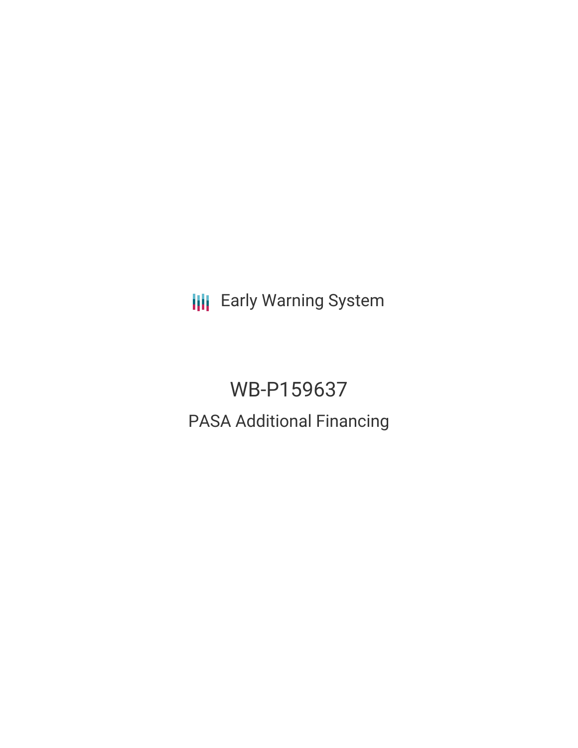Early Warning System

# WB-P159637

## PASA Additional Financing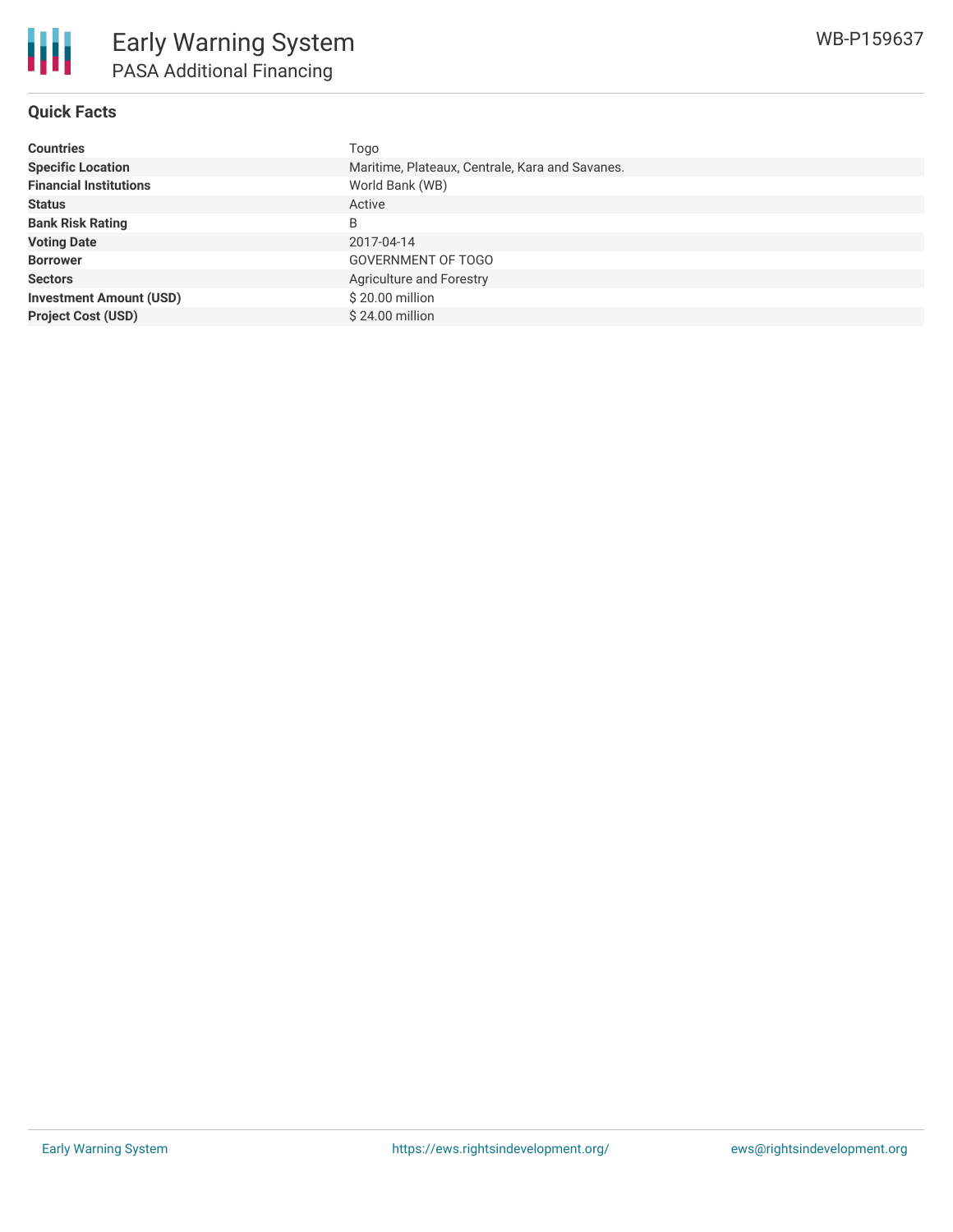# Early Warning System

## PASA Additional Financing

WB-P159637

### Quick Facts

| | |
|---|---|
| **Countries** | Togo |
| **Specific Location** | Maritime, Plateaux, Centrale, Kara and Savanes. |
| **Financial Institutions** | World Bank (WB) |
| **Status** | Active |
| **Bank Risk Rating** | B |
| **Voting Date** | 2017-04-14 |
| **Borrower** | GOVERNMENT OF TOGO |
| **Sectors** | Agriculture and Forestry |
| **Investment Amount (USD)** | $ 20.00 million |
| **Project Cost (USD)** | $ 24.00 million |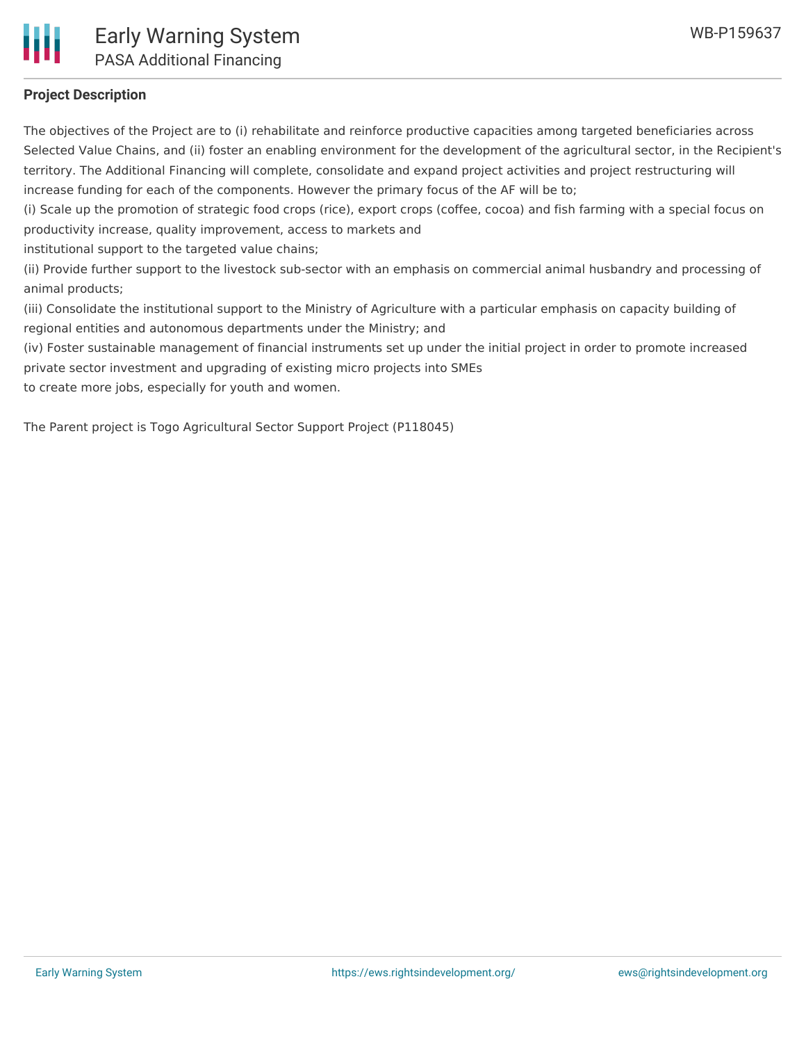## Project Description

The objectives of the Project are to (i) rehabilitate and reinforce productive capacities among targeted beneficiaries across Selected Value Chains, and (ii) foster an enabling environment for the development of the agricultural sector, in the Recipient's territory. The Additional Financing will complete, consolidate and expand project activities and project restructuring will increase funding for each of the components. However the primary focus of the AF will be to;

(i) Scale up the promotion of strategic food crops (rice), export crops (coffee, cocoa) and fish farming with a special focus on productivity increase, quality improvement, access to markets and institutional support to the targeted value chains;

(ii) Provide further support to the livestock sub-sector with an emphasis on commercial animal husbandry and processing of animal products;

(iii) Consolidate the institutional support to the Ministry of Agriculture with a particular emphasis on capacity building of regional entities and autonomous departments under the Ministry; and

(iv) Foster sustainable management of financial instruments set up under the initial project in order to promote increased private sector investment and upgrading of existing micro projects into SMEs to create more jobs, especially for youth and women.

The Parent project is Togo Agricultural Sector Support Project (P118045)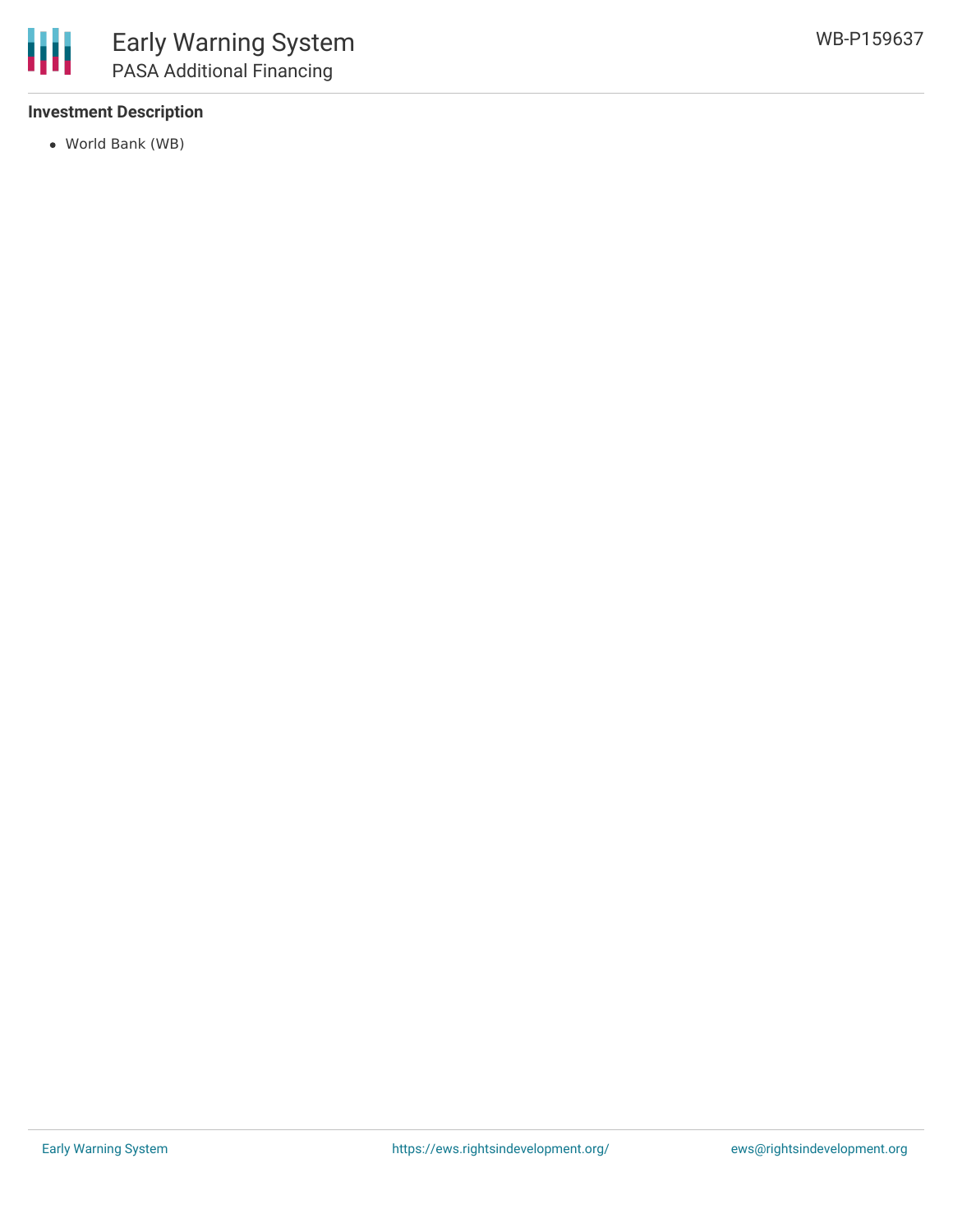### Investment Description

- World Bank (WB)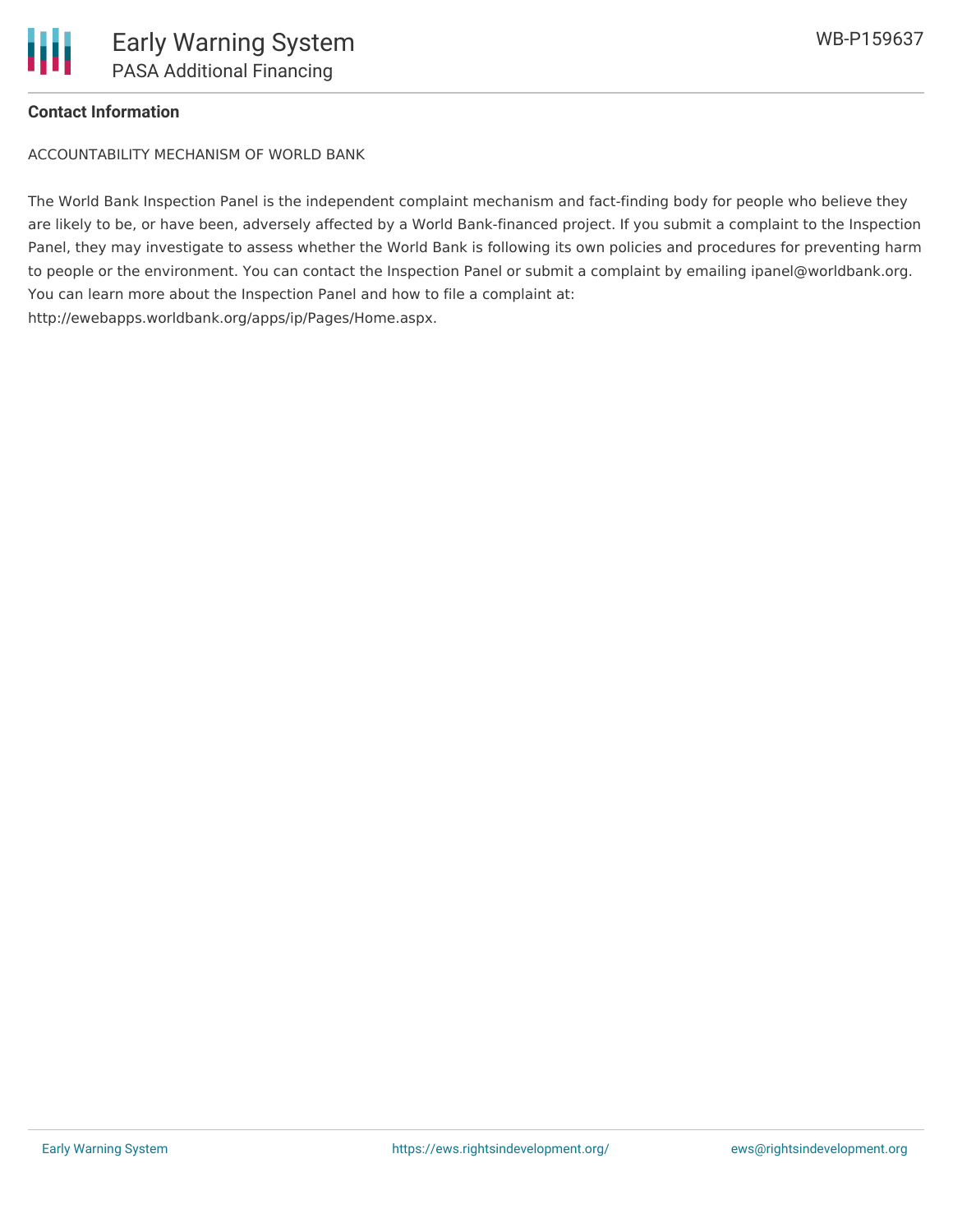**Contact Information**

ACCOUNTABILITY MECHANISM OF WORLD BANK

The World Bank Inspection Panel is the independent complaint mechanism and fact-finding body for people who believe they are likely to be, or have been, adversely affected by a World Bank-financed project. If you submit a complaint to the Inspection Panel, they may investigate to assess whether the World Bank is following its own policies and procedures for preventing harm to people or the environment. You can contact the Inspection Panel or submit a complaint by emailing ipanel@worldbank.org. You can learn more about the Inspection Panel and how to file a complaint at: http://ewebapps.worldbank.org/apps/ip/Pages/Home.aspx.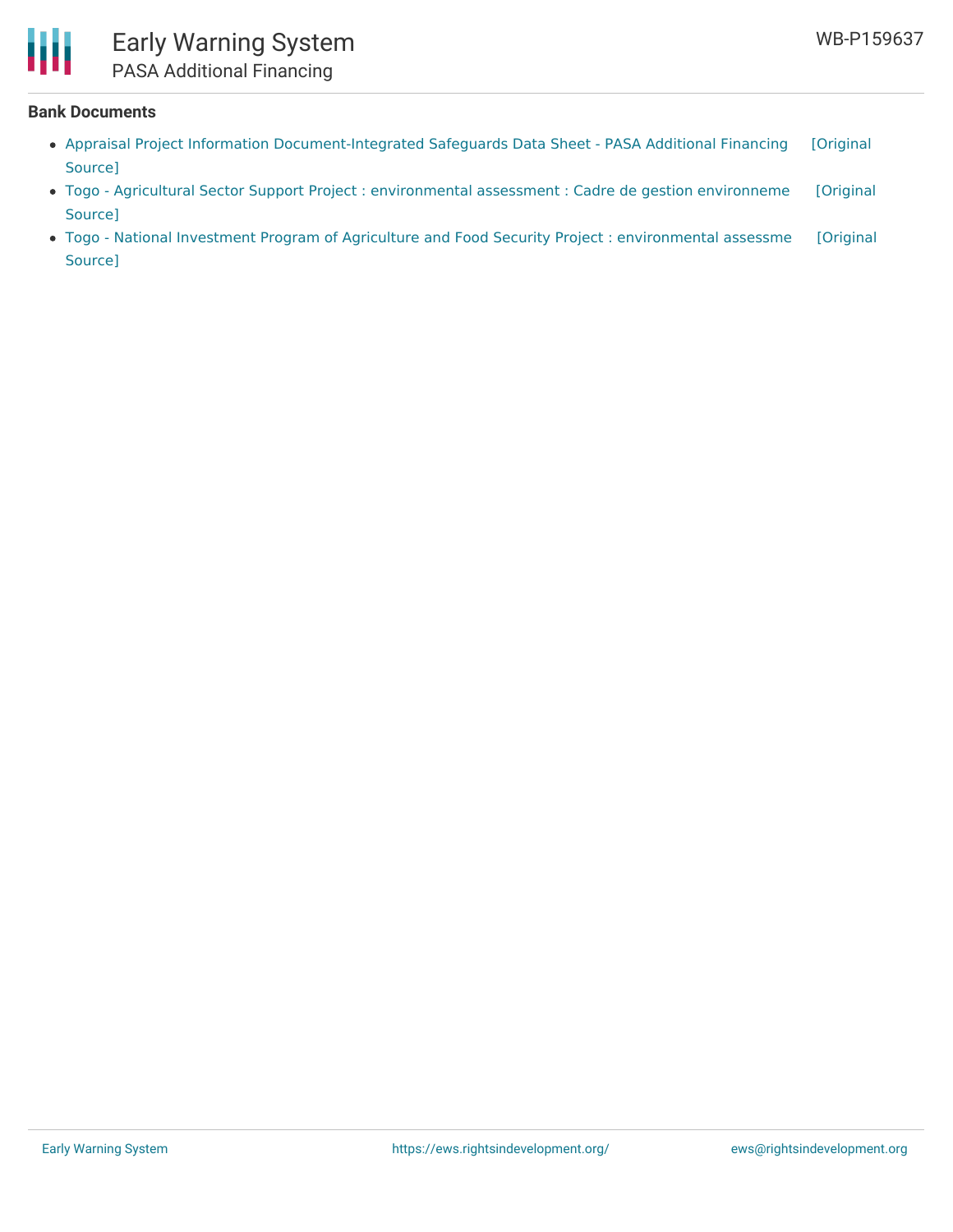**Bank Documents**

- Appraisal Project Information Document-Integrated Safeguards Data Sheet - PASA Additional Financing [Original Source]
- Togo - Agricultural Sector Support Project : environmental assessment : Cadre de gestion environneme [Original Source]
- Togo - National Investment Program of Agriculture and Food Security Project : environmental assessme [Original Source]